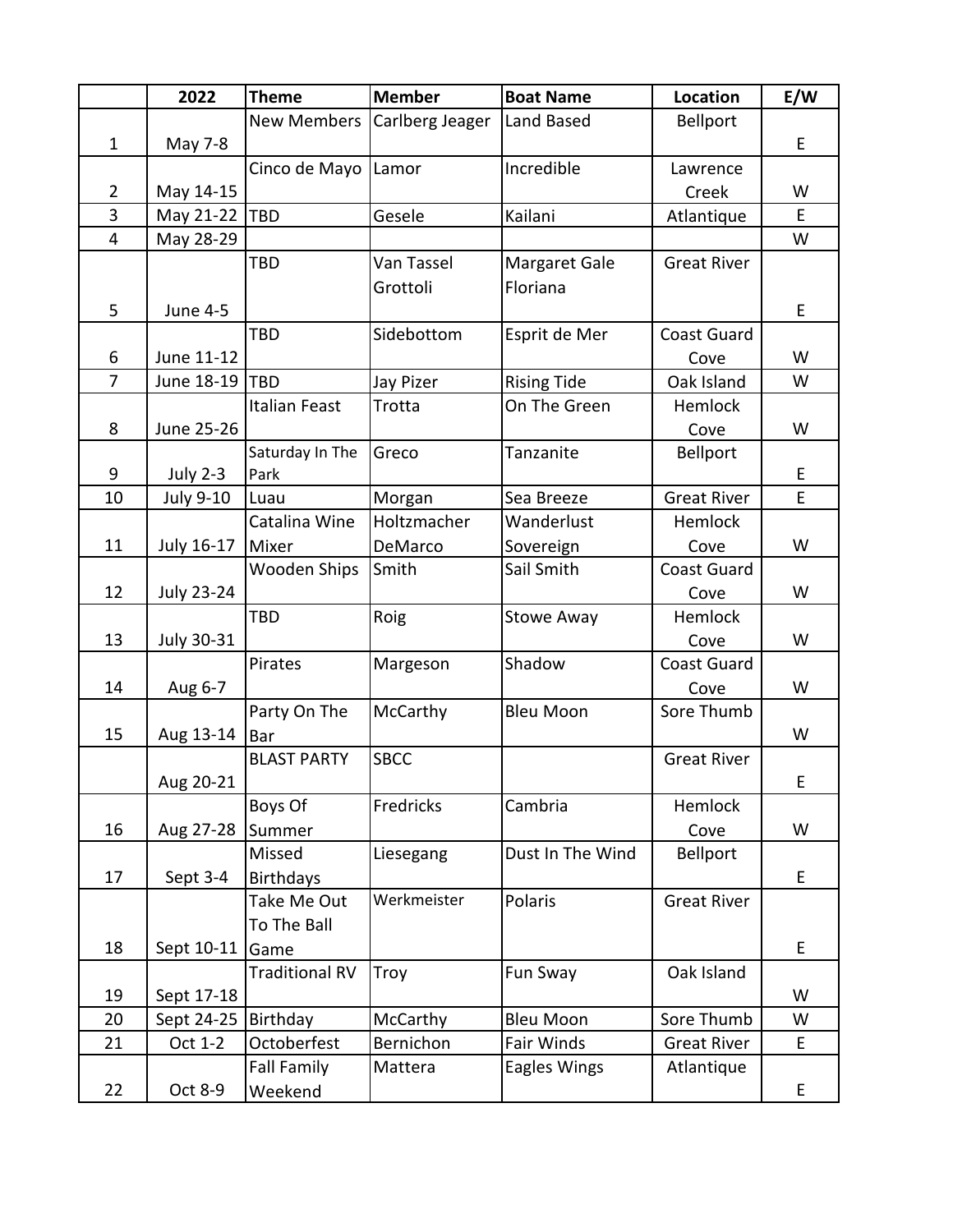| | 2022 | Theme | Member | Boat Name | Location | E/W |
|---|---|---|---|---|---|---|
| 1 | May 7-8 | New Members | Carlberg Jeager | Land Based | Bellport | E |
| 2 | May 14-15 | Cinco de Mayo | Lamor | Incredible | Lawrence Creek | W |
| 3 | May 21-22 | TBD | Gesele | Kailani | Atlantique | E |
| 4 | May 28-29 | | | | | W |
| 5 | June 4-5 | TBD | Van Tassel Grottoli | Margaret Gale Floriana | Great River | E |
| 6 | June 11-12 | TBD | Sidebottom | Esprit de Mer | Coast Guard Cove | W |
| 7 | June 18-19 | TBD | Jay Pizer | Rising Tide | Oak Island | W |
| 8 | June 25-26 | Italian Feast | Trotta | On The Green | Hemlock Cove | W |
| 9 | July 2-3 | Saturday In The Park | Greco | Tanzanite | Bellport | E |
| 10 | July 9-10 | Luau | Morgan | Sea Breeze | Great River | E |
| 11 | July 16-17 | Catalina Wine Mixer | Holtzmacher DeMarco | Wanderlust Sovereign | Hemlock Cove | W |
| 12 | July 23-24 | Wooden Ships | Smith | Sail Smith | Coast Guard Cove | W |
| 13 | July 30-31 | TBD | Roig | Stowe Away | Hemlock Cove | W |
| 14 | Aug 6-7 | Pirates | Margeson | Shadow | Coast Guard Cove | W |
| 15 | Aug 13-14 | Party On The Bar | McCarthy | Bleu Moon | Sore Thumb | W |
| | Aug 20-21 | BLAST PARTY | SBCC | | Great River | E |
| 16 | Aug 27-28 | Boys Of Summer | Fredricks | Cambria | Hemlock Cove | W |
| 17 | Sept 3-4 | Missed Birthdays | Liesegang | Dust In The Wind | Bellport | E |
| 18 | Sept 10-11 | Take Me Out To The Ball Game | Werkmeister | Polaris | Great River | E |
| 19 | Sept 17-18 | Traditional RV | Troy | Fun Sway | Oak Island | W |
| 20 | Sept 24-25 | Birthday | McCarthy | Bleu Moon | Sore Thumb | W |
| 21 | Oct 1-2 | Octoberfest | Bernichon | Fair Winds | Great River | E |
| 22 | Oct 8-9 | Fall Family Weekend | Mattera | Eagles Wings | Atlantique | E |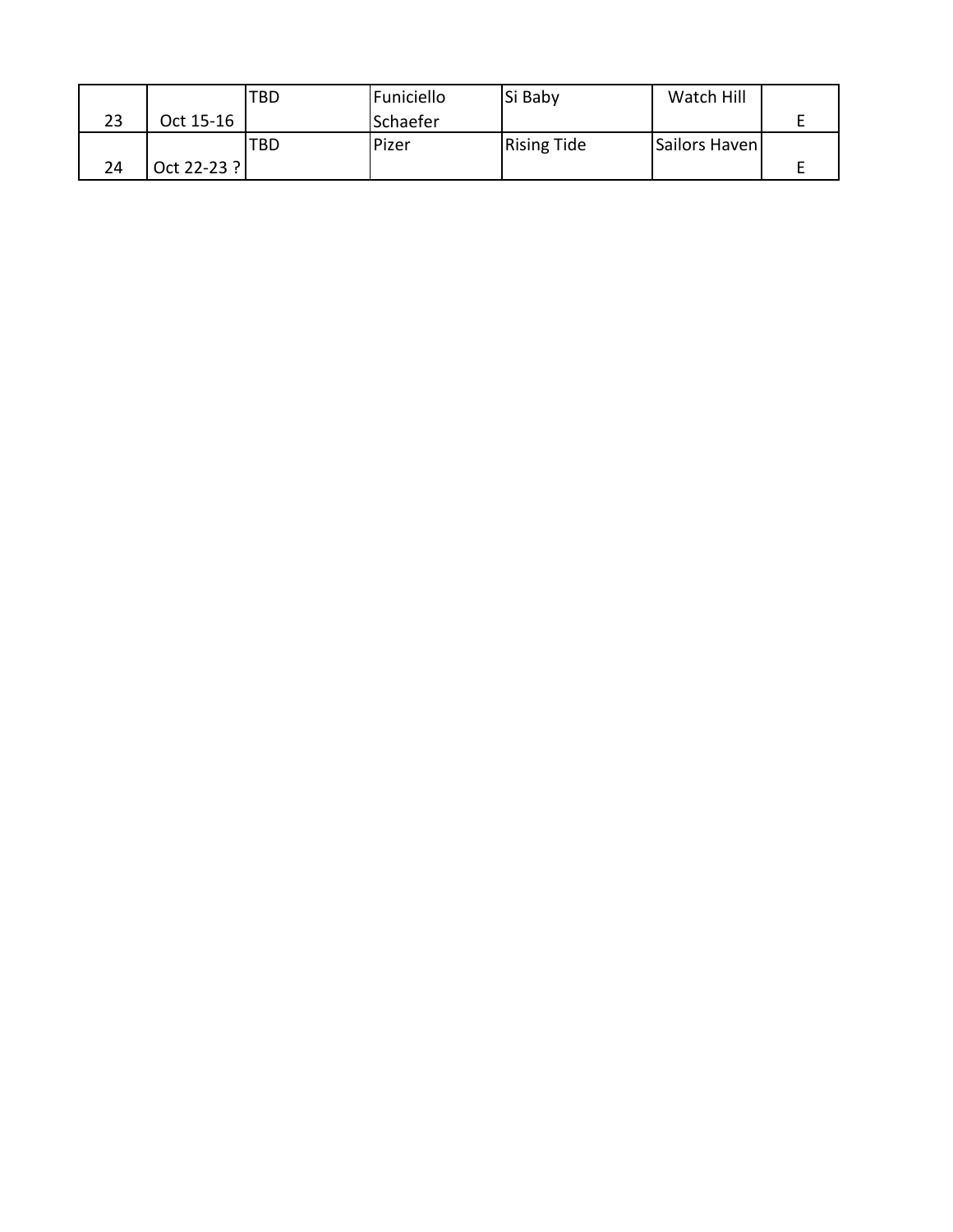| | | | | | | |
|---|---|---|---|---|---|---|
| 23 | Oct 15-16 | TBD | Funiciello Schaefer | Si Baby | Watch Hill | E |
| 24 | Oct 22-23 ? | TBD | Pizer | Rising Tide | Sailors Haven | E |